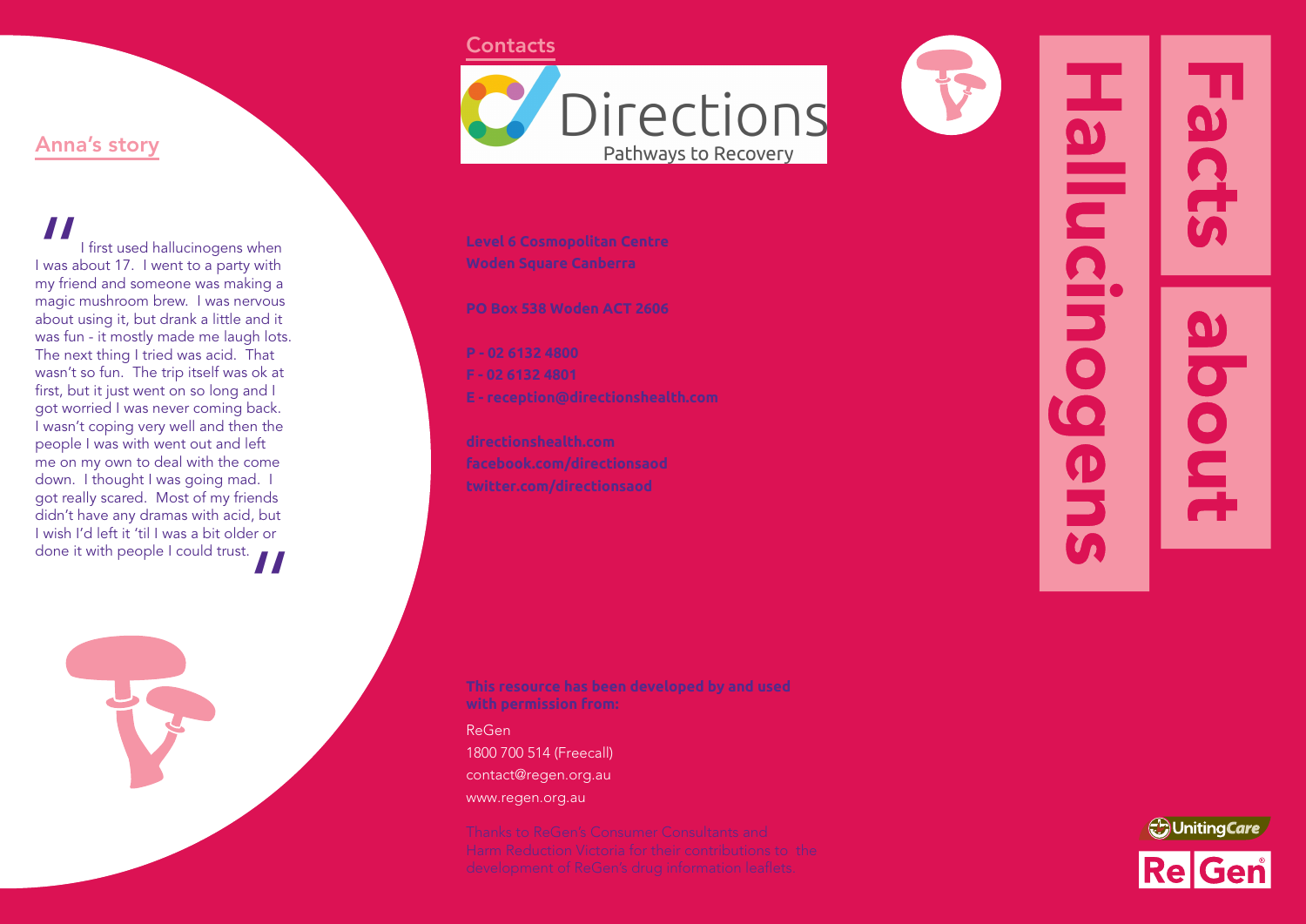## Anna's story

"I first used hallucinogens when I was about 17. I went to a party with my friend and someone was making a magic mushroom brew. I was nervous about using it, but drank a little and it was fun - it mostly made me laugh lots. The next thing I tried was acid. That wasn't so fun. The trip itself was ok at first, but it just went on so long and I got worried I was never coming back. I wasn't coping very well and then the people I was with went out and left me on my own to deal with the come down. I thought I was going mad. I got really scared. Most of my friends didn't have any dramas with acid, but I wish I'd left it 'til I was a bit older or done it with people I could trust."

## Contacts

Directions
Pathways to Recovery

**Level 6 Cosmopolitan Centre**
**Woden Square Canberra**

**PO Box 538 Woden ACT 2606**

**P - 02 6132 4800**
**F - 02 6132 4801**
**E - reception@directionshealth.com**

**directionshealth.com**
**facebook.com/directionsaod**
**twitter.com/directionsaod**

**This resource has been developed by and used with permission from:**

ReGen
1800 700 514 (Freecall)
contact@regen.org.au
www.regen.org.au

Thanks to ReGen's Consumer Consultants and Harm Reduction Victoria for their contributions to the development of ReGen's drug information leaflets.

# Facts about Hallucinogens

UnitingCare
ReGen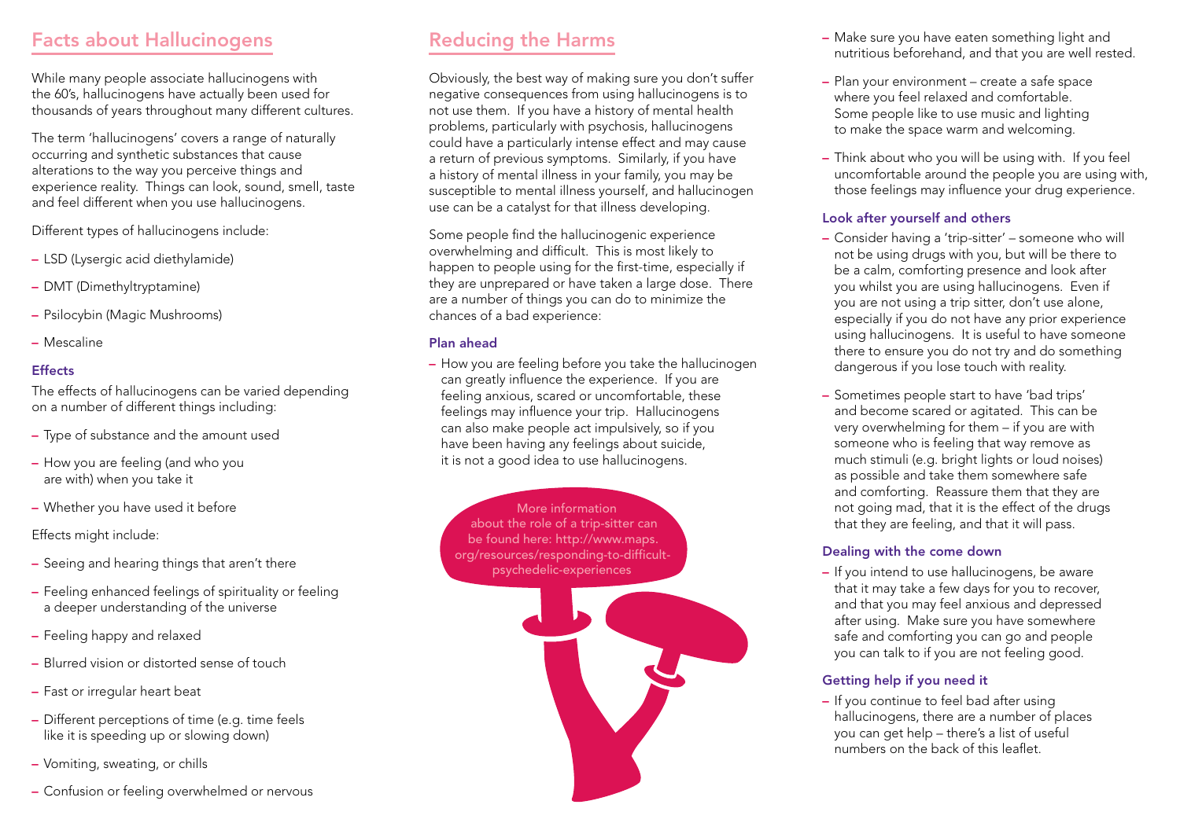## Facts about Hallucinogens

While many people associate hallucinogens with the 60's, hallucinogens have actually been used for thousands of years throughout many different cultures.

The term 'hallucinogens' covers a range of naturally occurring and synthetic substances that cause alterations to the way you perceive things and experience reality. Things can look, sound, smell, taste and feel different when you use hallucinogens.

Different types of hallucinogens include:

- LSD (Lysergic acid diethylamide)
- DMT (Dimethyltryptamine)
- Psilocybin (Magic Mushrooms)
- Mescaline

### Effects

The effects of hallucinogens can be varied depending on a number of different things including:

- Type of substance and the amount used
- How you are feeling (and who you are with) when you take it
- Whether you have used it before

Effects might include:

- Seeing and hearing things that aren't there
- Feeling enhanced feelings of spirituality or feeling a deeper understanding of the universe
- Feeling happy and relaxed
- Blurred vision or distorted sense of touch
- Fast or irregular heart beat
- Different perceptions of time (e.g. time feels like it is speeding up or slowing down)
- Vomiting, sweating, or chills
- Confusion or feeling overwhelmed or nervous

## Reducing the Harms

Obviously, the best way of making sure you don't suffer negative consequences from using hallucinogens is to not use them. If you have a history of mental health problems, particularly with psychosis, hallucinogens could have a particularly intense effect and may cause a return of previous symptoms. Similarly, if you have a history of mental illness in your family, you may be susceptible to mental illness yourself, and hallucinogen use can be a catalyst for that illness developing.

Some people find the hallucinogenic experience overwhelming and difficult. This is most likely to happen to people using for the first-time, especially if they are unprepared or have taken a large dose. There are a number of things you can do to minimize the chances of a bad experience:

### Plan ahead

- How you are feeling before you take the hallucinogen can greatly influence the experience. If you are feeling anxious, scared or uncomfortable, these feelings may influence your trip. Hallucinogens can also make people act impulsively, so if you have been having any feelings about suicide, it is not a good idea to use hallucinogens.

More information about the role of a trip-sitter can be found here: http://www.maps.org/resources/responding-to-difficult-psychedelic-experiences

- Make sure you have eaten something light and nutritious beforehand, and that you are well rested.
- Plan your environment – create a safe space where you feel relaxed and comfortable. Some people like to use music and lighting to make the space warm and welcoming.
- Think about who you will be using with. If you feel uncomfortable around the people you are using with, those feelings may influence your drug experience.

### Look after yourself and others

- Consider having a 'trip-sitter' – someone who will not be using drugs with you, but will be there to be a calm, comforting presence and look after you whilst you are using hallucinogens. Even if you are not using a trip sitter, don't use alone, especially if you do not have any prior experience using hallucinogens. It is useful to have someone there to ensure you do not try and do something dangerous if you lose touch with reality.
- Sometimes people start to have 'bad trips' and become scared or agitated. This can be very overwhelming for them – if you are with someone who is feeling that way remove as much stimuli (e.g. bright lights or loud noises) as possible and take them somewhere safe and comforting. Reassure them that they are not going mad, that it is the effect of the drugs that they are feeling, and that it will pass.

### Dealing with the come down

- If you intend to use hallucinogens, be aware that it may take a few days for you to recover, and that you may feel anxious and depressed after using. Make sure you have somewhere safe and comforting you can go and people you can talk to if you are not feeling good.

### Getting help if you need it

- If you continue to feel bad after using hallucinogens, there are a number of places you can get help – there's a list of useful numbers on the back of this leaflet.